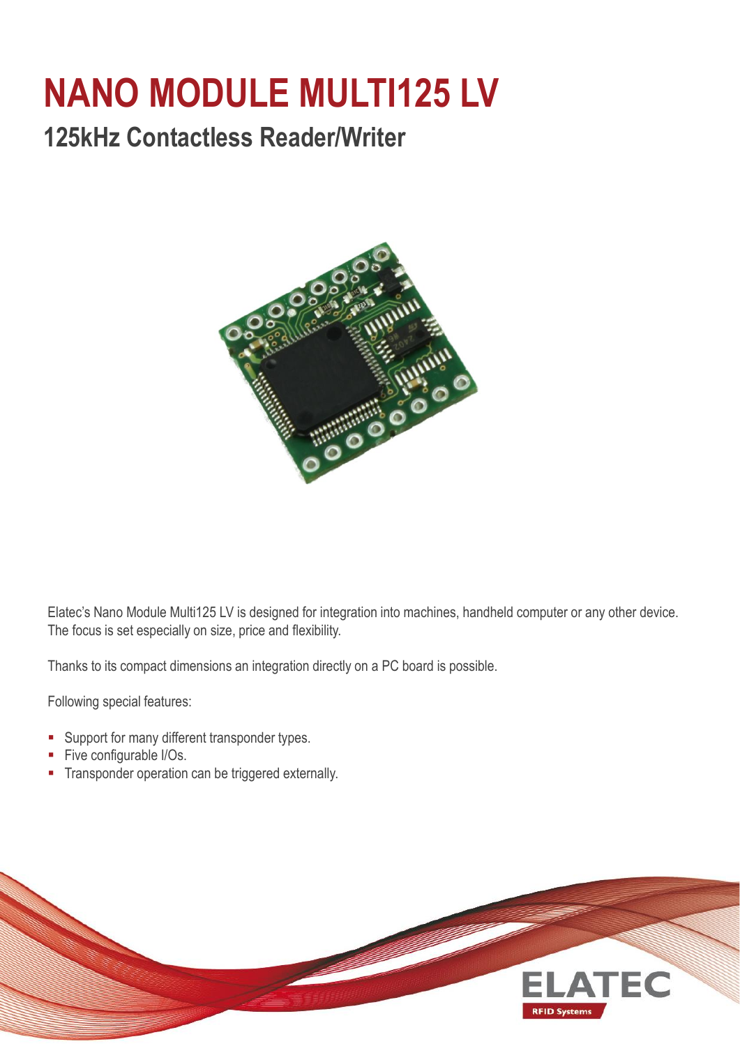# NANO MODULE MULTI125 LV

## 125kHz Contactless Reader/Writer

Elatec's Nano Module Multi125 LV is designed for integration into machines, handheld computer or any other device. The focus is set especially on size, price and flexibility.

Thanks to its compact dimensions an integration directly on a PC board is possible.

Following special features:

- Support for many different transponder types.
- Five configurable I/Os.
- Transponder operation can be triggered externally.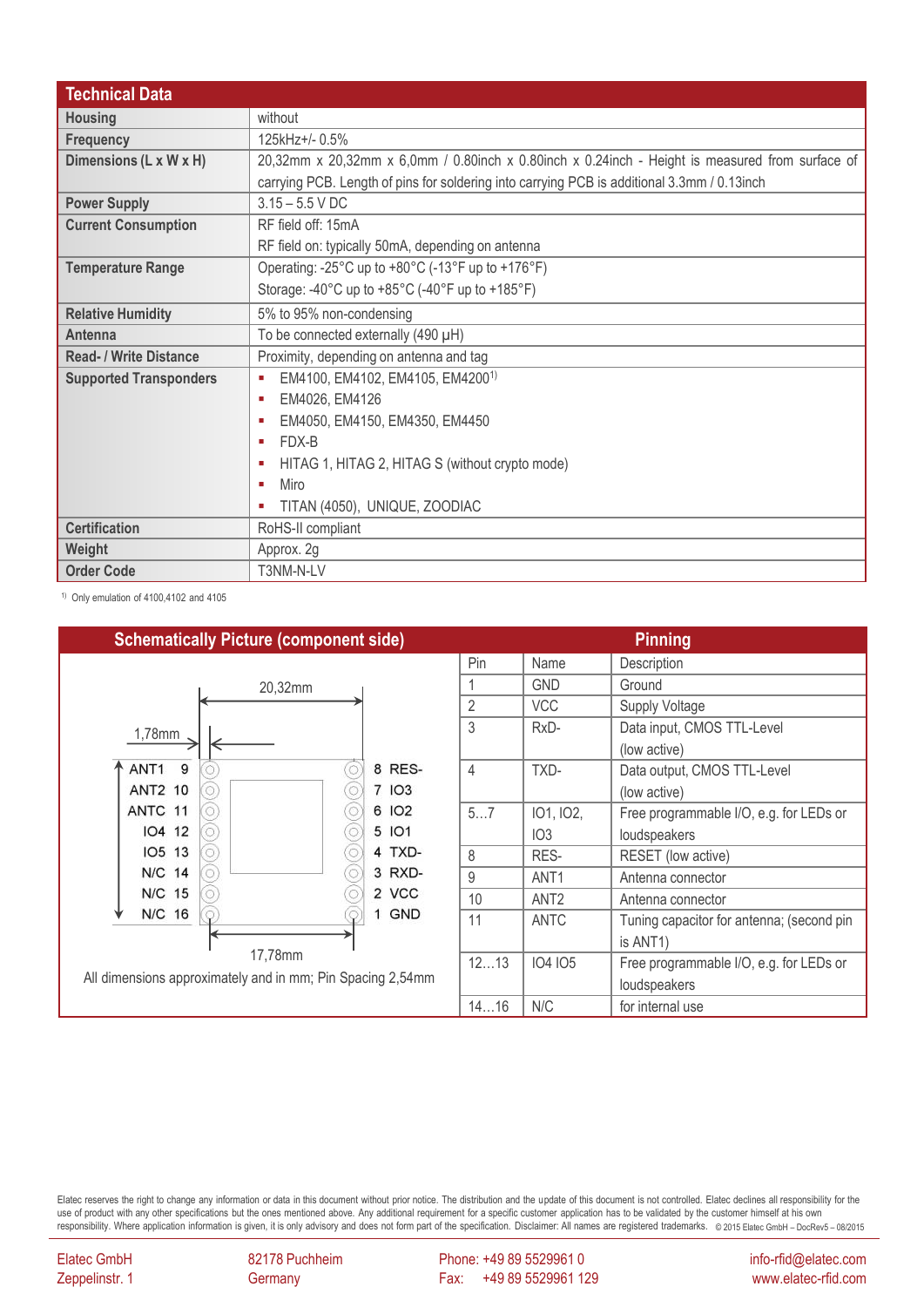## Technical Data

| | |
|---|---|
| **Housing** | without |
| **Frequency** | 125kHz+/- 0.5% |
| **Dimensions (L x W x H)** | 20,32mm x 20,32mm x 6,0mm / 0.80inch x 0.80inch x 0.24inch - Height is measured from surface of carrying PCB. Length of pins for soldering into carrying PCB is additional 3.3mm / 0.13inch |
| **Power Supply** | 3.15 – 5.5 V DC |
| **Current Consumption** | RF field off: 15mA<br>RF field on: typically 50mA, depending on antenna |
| **Temperature Range** | Operating: -25°C up to +80°C (-13°F up to +176°F)<br>Storage: -40°C up to +85°C (-40°F up to +185°F) |
| **Relative Humidity** | 5% to 95% non-condensing |
| **Antenna** | To be connected externally (490 µH) |
| **Read- / Write Distance** | Proximity, depending on antenna and tag |
| **Supported Transponders** | ▪ EM4100, EM4102, EM4105, EM4200[1)]<br>▪ EM4026, EM4126<br>▪ EM4050, EM4150, EM4350, EM4450<br>▪ FDX-B<br>▪ HITAG 1, HITAG 2, HITAG S (without crypto mode)<br>▪ Miro<br>▪ TITAN (4050), UNIQUE, ZOODIAC |
| **Certification** | RoHS-II compliant |
| **Weight** | Approx. 2g |
| **Order Code** | T3NM-N-LV |

[1)] Only emulation of 4100,4102 and 4105

## Schematically Picture (component side)

20,32mm

1,78mm

ANT1 9 — 8 RES-
ANT2 10 — 7 IO3
ANTC 11 — 6 IO2
IO4 12 — 5 IO1
IO5 13 — 4 TXD-
N/C 14 — 3 RXD-
N/C 15 — 2 VCC
N/C 16 — 1 GND

17,78mm

All dimensions approximately and in mm; Pin Spacing 2,54mm

## Pinning

| Pin | Name | Description |
|---|---|---|
| 1 | GND | Ground |
| 2 | VCC | Supply Voltage |
| 3 | RxD- | Data input, CMOS TTL-Level (low active) |
| 4 | TXD- | Data output, CMOS TTL-Level (low active) |
| 5…7 | IO1, IO2, IO3 | Free programmable I/O, e.g. for LEDs or loudspeakers |
| 8 | RES- | RESET (low active) |
| 9 | ANT1 | Antenna connector |
| 10 | ANT2 | Antenna connector |
| 11 | ANTC | Tuning capacitor for antenna; (second pin is ANT1) |
| 12…13 | IO4 IO5 | Free programmable I/O, e.g. for LEDs or loudspeakers |
| 14…16 | N/C | for internal use |

Elatec reserves the right to change any information or data in this document without prior notice. The distribution and the update of this document is not controlled. Elatec declines all responsibility for the use of product with any other specifications but the ones mentioned above. Any additional requirement for a specific customer application has to be validated by the customer himself at his own responsibility. Where application information is given, it is only advisory and does not form part of the specification. Disclaimer: All names are registered trademarks. © 2015 Elatec GmbH – DocRev5 – 08/2015

Elatec GmbH
Zeppelinstr. 1

82178 Puchheim
Germany

Phone: +49 89 5529961 0
Fax: +49 89 5529961 129

info-rfid@elatec.com
www.elatec-rfid.com